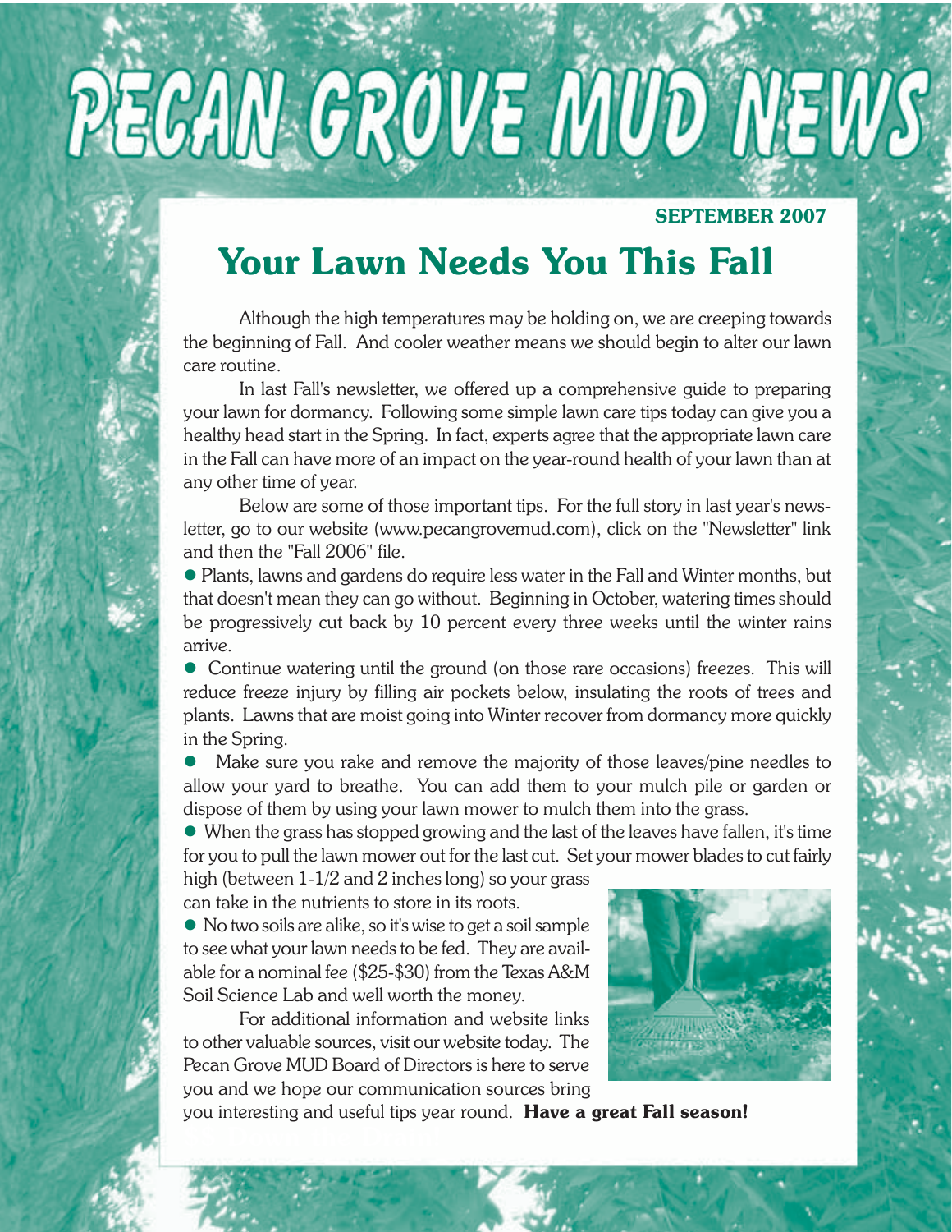# PECAN GROVE MUD NEWS

**SEPTEMBER 2007**

## Your Lawn Needs You This Fall

Although the high temperatures may be holding on, we are creeping towards the beginning of Fall. And cooler weather means we should begin to alter our lawn care routine.

In last Fall's newsletter, we offered up a comprehensive guide to preparing your lawn for dormancy. Following some simple lawn care tips today can give you a healthy head start in the Spring. In fact, experts agree that the appropriate lawn care in the Fall can have more of an impact on the year-round health of your lawn than at any other time of year.

Below are some of those important tips. For the full story in last year's newsletter, go to our website (www.pecangrovemud.com), click on the "Newsletter" link and then the "Fall 2006" file.

- Plants, lawns and gardens do require less water in the Fall and Winter months, but that doesn't mean they can go without. Beginning in October, watering times should be progressively cut back by 10 percent every three weeks until the winter rains arrive.
- Continue watering until the ground (on those rare occasions) freezes. This will reduce freeze injury by filling air pockets below, insulating the roots of trees and plants. Lawns that are moist going into Winter recover from dormancy more quickly in the Spring.
- Make sure you rake and remove the majority of those leaves/pine needles to allow your yard to breathe. You can add them to your mulch pile or garden or dispose of them by using your lawn mower to mulch them into the grass.
- When the grass has stopped growing and the last of the leaves have fallen, it's time for you to pull the lawn mower out for the last cut. Set your mower blades to cut fairly high (between 1-1/2 and 2 inches long) so your grass can take in the nutrients to store in its roots.
- No two soils are alike, so it's wise to get a soil sample to see what your lawn needs to be fed. They are available for a nominal fee ($25-$30) from the Texas A&M Soil Science Lab and well worth the money.

For additional information and website links to other valuable sources, visit our website today. The Pecan Grove MUD Board of Directors is here to serve you and we hope our communication sources bring you interesting and useful tips year round. **Have a great Fall season!**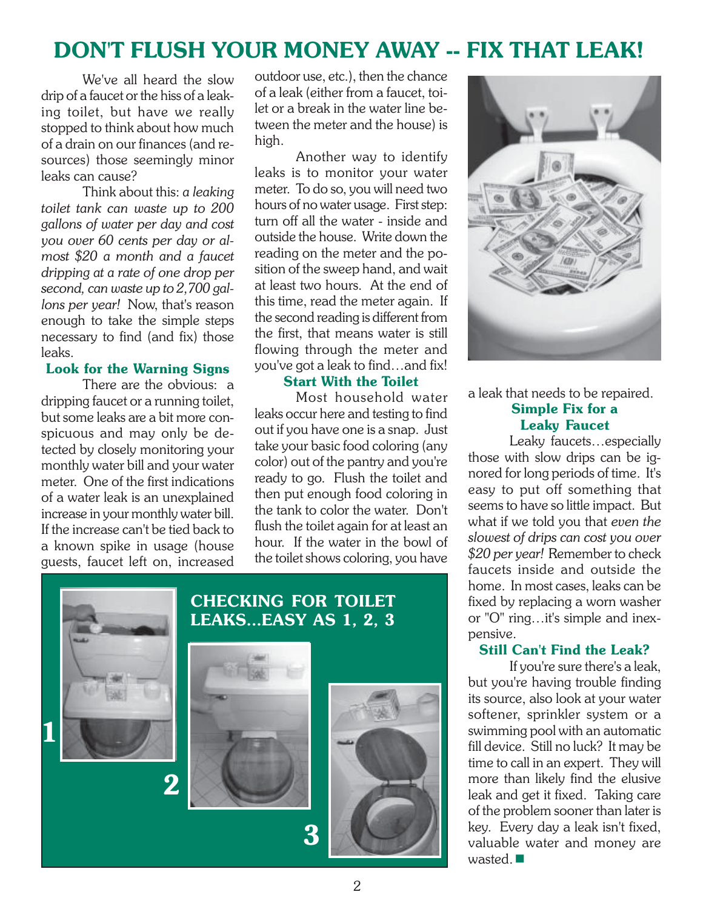# DON'T FLUSH YOUR MONEY AWAY -- FIX THAT LEAK!

We've all heard the slow drip of a faucet or the hiss of a leaking toilet, but have we really stopped to think about how much of a drain on our finances (and resources) those seemingly minor leaks can cause?

Think about this: *a leaking toilet tank can waste up to 200 gallons of water per day and cost you over 60 cents per day or almost $20 a month and a faucet dripping at a rate of one drop per second, can waste up to 2,700 gallons per year!* Now, that's reason enough to take the simple steps necessary to find (and fix) those leaks.

### Look for the Warning Signs

There are the obvious: a dripping faucet or a running toilet, but some leaks are a bit more conspicuous and may only be detected by closely monitoring your monthly water bill and your water meter. One of the first indications of a water leak is an unexplained increase in your monthly water bill. If the increase can't be tied back to a known spike in usage (house guests, faucet left on, increased outdoor use, etc.), then the chance of a leak (either from a faucet, toilet or a break in the water line between the meter and the house) is high.

Another way to identify leaks is to monitor your water meter. To do so, you will need two hours of no water usage. First step: turn off all the water - inside and outside the house. Write down the reading on the meter and the position of the sweep hand, and wait at least two hours. At the end of this time, read the meter again. If the second reading is different from the first, that means water is still flowing through the meter and you've got a leak to find…and fix!

### Start With the Toilet

Most household water leaks occur here and testing to find out if you have one is a snap. Just take your basic food coloring (any color) out of the pantry and you're ready to go. Flush the toilet and then put enough food coloring in the tank to color the water. Don't flush the toilet again for at least an hour. If the water in the bowl of the toilet shows coloring, you have a leak that needs to be repaired.

**CHECKING FOR TOILET LEAKS…EASY AS 1, 2, 3**

1

2

3

### Simple Fix for a Leaky Faucet

Leaky faucets…especially those with slow drips can be ignored for long periods of time. It's easy to put off something that seems to have so little impact. But what if we told you that *even the slowest of drips can cost you over $20 per year!* Remember to check faucets inside and outside the home. In most cases, leaks can be fixed by replacing a worn washer or "O" ring…it's simple and inexpensive.

### Still Can't Find the Leak?

If you're sure there's a leak, but you're having trouble finding its source, also look at your water softener, sprinkler system or a swimming pool with an automatic fill device. Still no luck? It may be time to call in an expert. They will more than likely find the elusive leak and get it fixed. Taking care of the problem sooner than later is key. Every day a leak isn't fixed, valuable water and money are wasted. ■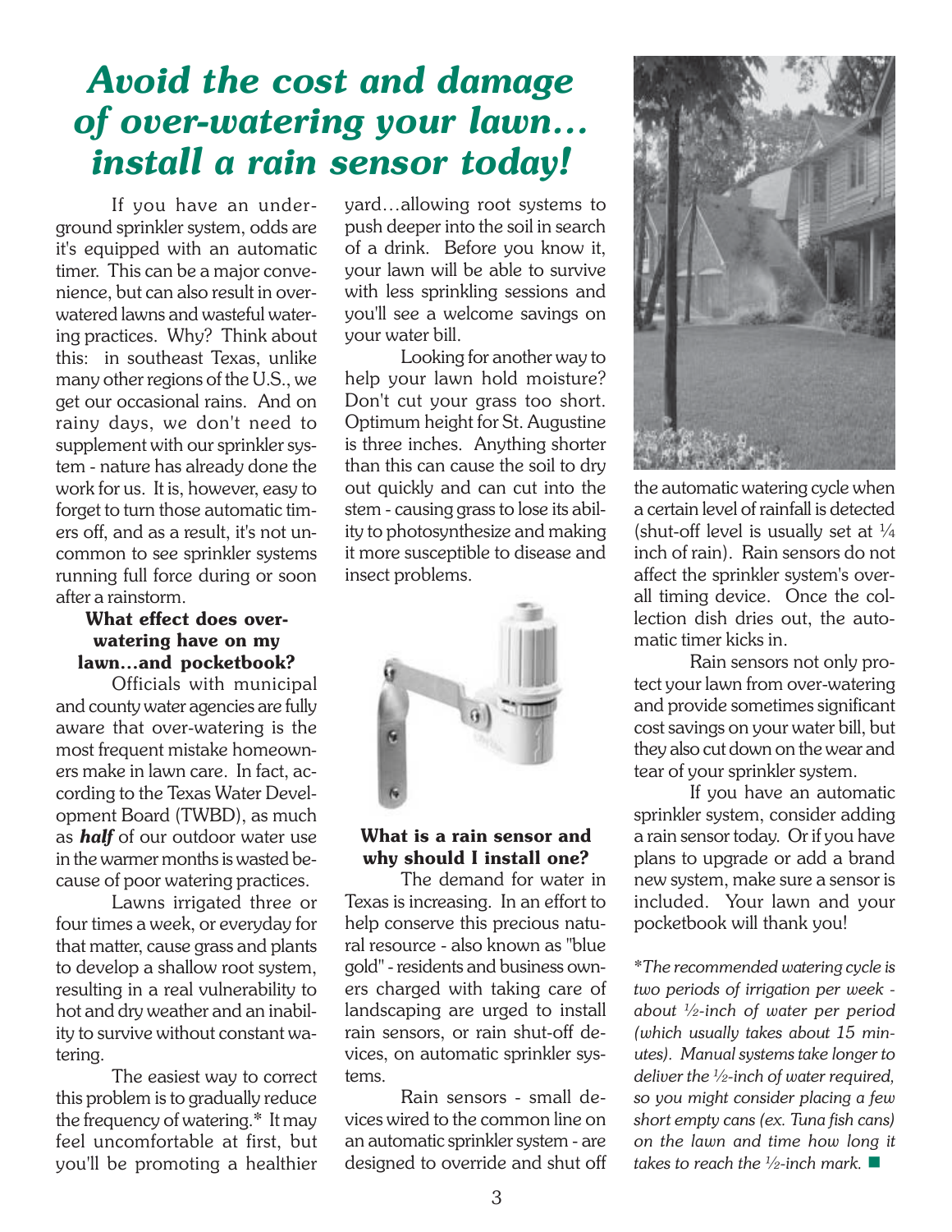# *Avoid the cost and damage of over-watering your lawn... install a rain sensor today!*

If you have an underground sprinkler system, odds are it's equipped with an automatic timer. This can be a major convenience, but can also result in over-watered lawns and wasteful watering practices. Why? Think about this: in southeast Texas, unlike many other regions of the U.S., we get our occasional rains. And on rainy days, we don't need to supplement with our sprinkler system - nature has already done the work for us. It is, however, easy to forget to turn those automatic timers off, and as a result, it's not uncommon to see sprinkler systems running full force during or soon after a rainstorm.

### What effect does over-watering have on my lawn...and pocketbook?

Officials with municipal and county water agencies are fully aware that over-watering is the most frequent mistake homeowners make in lawn care. In fact, according to the Texas Water Development Board (TWBD), as much as ***half*** of our outdoor water use in the warmer months is wasted because of poor watering practices.

Lawns irrigated three or four times a week, or everyday for that matter, cause grass and plants to develop a shallow root system, resulting in a real vulnerability to hot and dry weather and an inability to survive without constant watering.

The easiest way to correct this problem is to gradually reduce the frequency of watering.* It may feel uncomfortable at first, but you'll be promoting a healthier yard...allowing root systems to push deeper into the soil in search of a drink. Before you know it, your lawn will be able to survive with less sprinkling sessions and you'll see a welcome savings on your water bill.

Looking for another way to help your lawn hold moisture? Don't cut your grass too short. Optimum height for St. Augustine is three inches. Anything shorter than this can cause the soil to dry out quickly and can cut into the stem - causing grass to lose its ability to photosynthesize and making it more susceptible to disease and insect problems.

### What is a rain sensor and why should I install one?

The demand for water in Texas is increasing. In an effort to help conserve this precious natural resource - also known as "blue gold" - residents and business owners charged with taking care of landscaping are urged to install rain sensors, or rain shut-off devices, on automatic sprinkler systems.

Rain sensors - small devices wired to the common line on an automatic sprinkler system - are designed to override and shut off the automatic watering cycle when a certain level of rainfall is detected (shut-off level is usually set at ¼ inch of rain). Rain sensors do not affect the sprinkler system's overall timing device. Once the collection dish dries out, the automatic timer kicks in.

Rain sensors not only protect your lawn from over-watering and provide sometimes significant cost savings on your water bill, but they also cut down on the wear and tear of your sprinkler system.

If you have an automatic sprinkler system, consider adding a rain sensor today. Or if you have plans to upgrade or add a brand new system, make sure a sensor is included. Your lawn and your pocketbook will thank you!

*\*The recommended watering cycle is two periods of irrigation per week - about ½-inch of water per period (which usually takes about 15 minutes). Manual systems take longer to deliver the ½-inch of water required, so you might consider placing a few short empty cans (ex. Tuna fish cans) on the lawn and time how long it takes to reach the ½-inch mark.* ■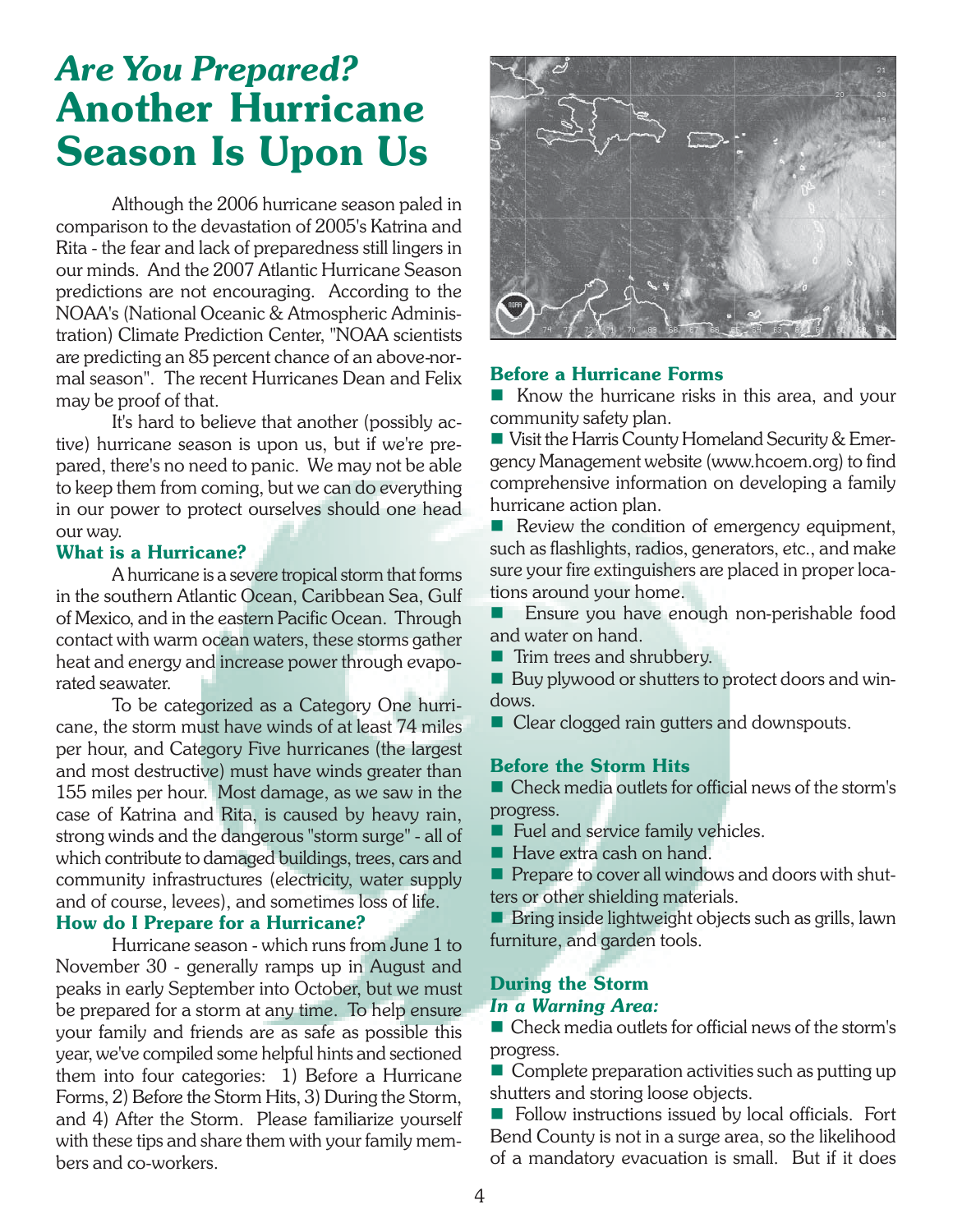# *Are You Prepared?* Another Hurricane Season Is Upon Us

Although the 2006 hurricane season paled in comparison to the devastation of 2005's Katrina and Rita - the fear and lack of preparedness still lingers in our minds. And the 2007 Atlantic Hurricane Season predictions are not encouraging. According to the NOAA's (National Oceanic & Atmospheric Administration) Climate Prediction Center, "NOAA scientists are predicting an 85 percent chance of an above-normal season". The recent Hurricanes Dean and Felix may be proof of that.

It's hard to believe that another (possibly active) hurricane season is upon us, but if we're prepared, there's no need to panic. We may not be able to keep them from coming, but we can do everything in our power to protect ourselves should one head our way.

### What is a Hurricane?

A hurricane is a severe tropical storm that forms in the southern Atlantic Ocean, Caribbean Sea, Gulf of Mexico, and in the eastern Pacific Ocean. Through contact with warm ocean waters, these storms gather heat and energy and increase power through evaporated seawater.

To be categorized as a Category One hurricane, the storm must have winds of at least 74 miles per hour, and Category Five hurricanes (the largest and most destructive) must have winds greater than 155 miles per hour. Most damage, as we saw in the case of Katrina and Rita, is caused by heavy rain, strong winds and the dangerous "storm surge" - all of which contribute to damaged buildings, trees, cars and community infrastructures (electricity, water supply and of course, levees), and sometimes loss of life.

### How do I Prepare for a Hurricane?

Hurricane season - which runs from June 1 to November 30 - generally ramps up in August and peaks in early September into October, but we must be prepared for a storm at any time. To help ensure your family and friends are as safe as possible this year, we've compiled some helpful hints and sectioned them into four categories: 1) Before a Hurricane Forms, 2) Before the Storm Hits, 3) During the Storm, and 4) After the Storm. Please familiarize yourself with these tips and share them with your family members and co-workers.

### Before a Hurricane Forms

- Know the hurricane risks in this area, and your community safety plan.
- Visit the Harris County Homeland Security & Emergency Management website (www.hcoem.org) to find comprehensive information on developing a family hurricane action plan.
- Review the condition of emergency equipment, such as flashlights, radios, generators, etc., and make sure your fire extinguishers are placed in proper locations around your home.
- Ensure you have enough non-perishable food and water on hand.
- Trim trees and shrubbery.
- Buy plywood or shutters to protect doors and windows.
- Clear clogged rain gutters and downspouts.

### Before the Storm Hits

- Check media outlets for official news of the storm's progress.
- Fuel and service family vehicles.
- Have extra cash on hand.
- Prepare to cover all windows and doors with shutters or other shielding materials.
- Bring inside lightweight objects such as grills, lawn furniture, and garden tools.

### During the Storm

***In a Warning Area:***

- Check media outlets for official news of the storm's progress.
- Complete preparation activities such as putting up shutters and storing loose objects.
- Follow instructions issued by local officials. Fort Bend County is not in a surge area, so the likelihood of a mandatory evacuation is small. But if it does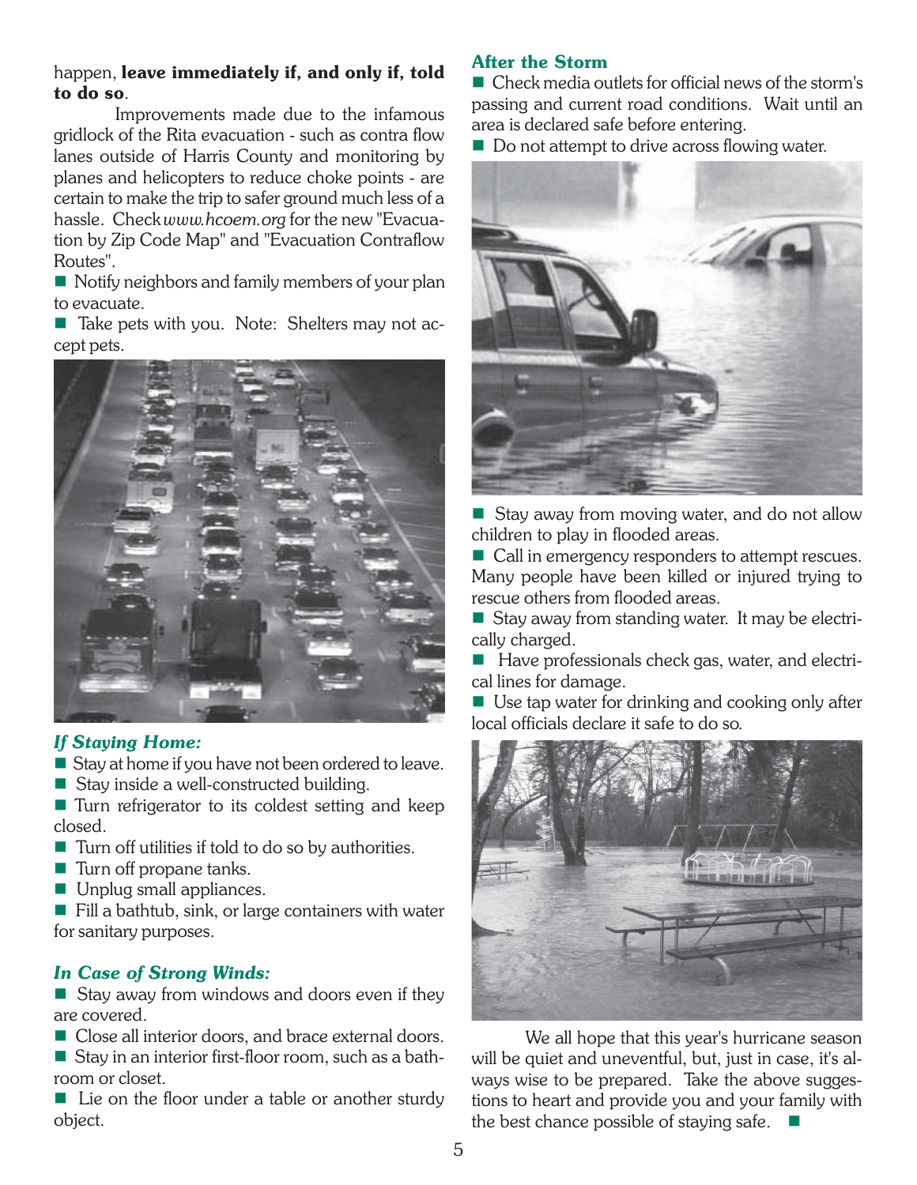happen, **leave immediately if, and only if, told to do so**.

Improvements made due to the infamous gridlock of the Rita evacuation - such as contra flow lanes outside of Harris County and monitoring by planes and helicopters to reduce choke points - are certain to make the trip to safer ground much less of a hassle. Check *www.hcoem.org* for the new "Evacuation by Zip Code Map" and "Evacuation Contraflow Routes".

- Notify neighbors and family members of your plan to evacuate.
- Take pets with you. Note: Shelters may not accept pets.

### *If Staying Home:*

- Stay at home if you have not been ordered to leave.
- Stay inside a well-constructed building.
- Turn refrigerator to its coldest setting and keep closed.
- Turn off utilities if told to do so by authorities.
- Turn off propane tanks.
- Unplug small appliances.
- Fill a bathtub, sink, or large containers with water for sanitary purposes.

### *In Case of Strong Winds:*

- Stay away from windows and doors even if they are covered.
- Close all interior doors, and brace external doors.
- Stay in an interior first-floor room, such as a bathroom or closet.
- Lie on the floor under a table or another sturdy object.

### After the Storm

- Check media outlets for official news of the storm's passing and current road conditions. Wait until an area is declared safe before entering.
- Do not attempt to drive across flowing water.
- Stay away from moving water, and do not allow children to play in flooded areas.
- Call in emergency responders to attempt rescues. Many people have been killed or injured trying to rescue others from flooded areas.
- Stay away from standing water. It may be electrically charged.
- Have professionals check gas, water, and electrical lines for damage.
- Use tap water for drinking and cooking only after local officials declare it safe to do so.

We all hope that this year's hurricane season will be quiet and uneventful, but, just in case, it's always wise to be prepared. Take the above suggestions to heart and provide you and your family with the best chance possible of staying safe. ■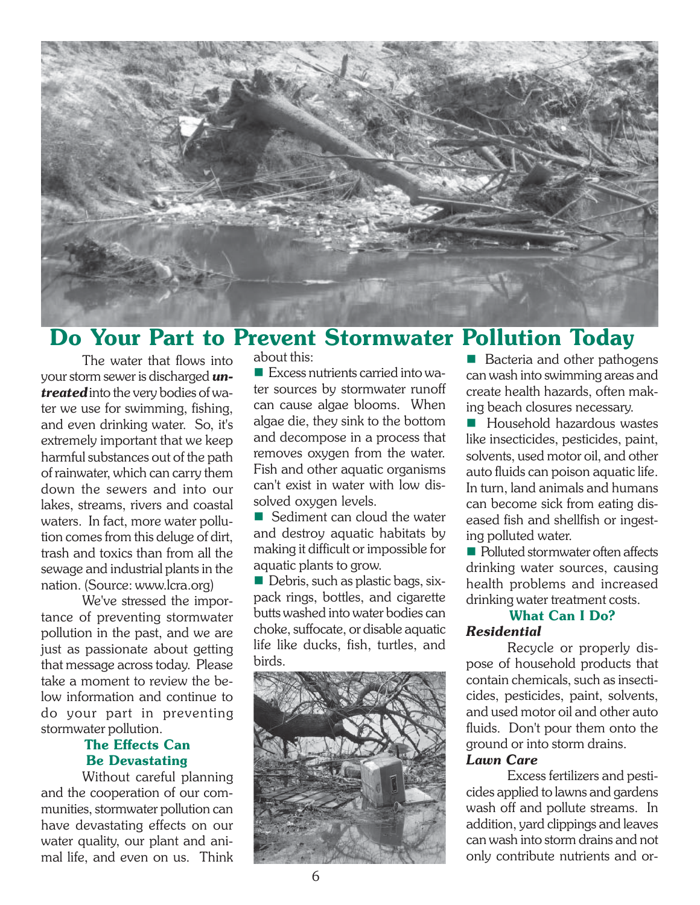## Do Your Part to Prevent Stormwater Pollution Today

The water that flows into your storm sewer is discharged ***untreated*** into the very bodies of water we use for swimming, fishing, and even drinking water. So, it's extremely important that we keep harmful substances out of the path of rainwater, which can carry them down the sewers and into our lakes, streams, rivers and coastal waters. In fact, more water pollution comes from this deluge of dirt, trash and toxics than from all the sewage and industrial plants in the nation. (Source: www.lcra.org)

We've stressed the importance of preventing stormwater pollution in the past, and we are just as passionate about getting that message across today. Please take a moment to review the below information and continue to do your part in preventing stormwater pollution.

### The Effects Can Be Devastating

Without careful planning and the cooperation of our communities, stormwater pollution can have devastating effects on our water quality, our plant and animal life, and even on us. Think about this:

- Excess nutrients carried into water sources by stormwater runoff can cause algae blooms. When algae die, they sink to the bottom and decompose in a process that removes oxygen from the water. Fish and other aquatic organisms can't exist in water with low dissolved oxygen levels.
- Sediment can cloud the water and destroy aquatic habitats by making it difficult or impossible for aquatic plants to grow.
- Debris, such as plastic bags, six-pack rings, bottles, and cigarette butts washed into water bodies can choke, suffocate, or disable aquatic life like ducks, fish, turtles, and birds.
- Bacteria and other pathogens can wash into swimming areas and create health hazards, often making beach closures necessary.
- Household hazardous wastes like insecticides, pesticides, paint, solvents, used motor oil, and other auto fluids can poison aquatic life. In turn, land animals and humans can become sick from eating diseased fish and shellfish or ingesting polluted water.
- Polluted stormwater often affects drinking water sources, causing health problems and increased drinking water treatment costs.

### What Can I Do?

***Residential***

Recycle or properly dispose of household products that contain chemicals, such as insecticides, pesticides, paint, solvents, and used motor oil and other auto fluids. Don't pour them onto the ground or into storm drains.

***Lawn Care***

Excess fertilizers and pesticides applied to lawns and gardens wash off and pollute streams. In addition, yard clippings and leaves can wash into storm drains and not only contribute nutrients and or-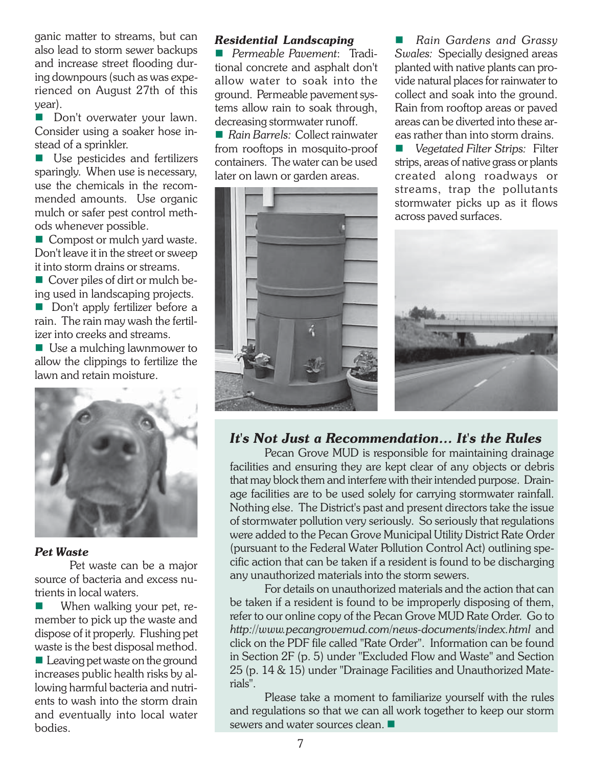ganic matter to streams, but can also lead to storm sewer backups and increase street flooding during downpours (such as was experienced on August 27th of this year).

- Don't overwater your lawn. Consider using a soaker hose instead of a sprinkler.
- Use pesticides and fertilizers sparingly. When use is necessary, use the chemicals in the recommended amounts. Use organic mulch or safer pest control methods whenever possible.
- Compost or mulch yard waste. Don't leave it in the street or sweep it into storm drains or streams.
- Cover piles of dirt or mulch being used in landscaping projects.
- Don't apply fertilizer before a rain. The rain may wash the fertilizer into creeks and streams.
- Use a mulching lawnmower to allow the clippings to fertilize the lawn and retain moisture.

### *Pet Waste*

Pet waste can be a major source of bacteria and excess nutrients in local waters.

- When walking your pet, remember to pick up the waste and dispose of it properly. Flushing pet waste is the best disposal method.
- Leaving pet waste on the ground increases public health risks by allowing harmful bacteria and nutrients to wash into the storm drain and eventually into local water bodies.

### *Residential Landscaping*

- *Permeable Pavement*: Traditional concrete and asphalt don't allow water to soak into the ground. Permeable pavement systems allow rain to soak through, decreasing stormwater runoff.
- *Rain Barrels:* Collect rainwater from rooftops in mosquito-proof containers. The water can be used later on lawn or garden areas.
- *Rain Gardens and Grassy Swales:* Specially designed areas planted with native plants can provide natural places for rainwater to collect and soak into the ground. Rain from rooftop areas or paved areas can be diverted into these areas rather than into storm drains.
- *Vegetated Filter Strips:* Filter strips, areas of native grass or plants created along roadways or streams, trap the pollutants stormwater picks up as it flows across paved surfaces.

## *It's Not Just a Recommendation... It's the Rules*

Pecan Grove MUD is responsible for maintaining drainage facilities and ensuring they are kept clear of any objects or debris that may block them and interfere with their intended purpose. Drainage facilities are to be used solely for carrying stormwater rainfall. Nothing else. The District's past and present directors take the issue of stormwater pollution very seriously. So seriously that regulations were added to the Pecan Grove Municipal Utility District Rate Order (pursuant to the Federal Water Pollution Control Act) outlining specific action that can be taken if a resident is found to be discharging any unauthorized materials into the storm sewers.

For details on unauthorized materials and the action that can be taken if a resident is found to be improperly disposing of them, refer to our online copy of the Pecan Grove MUD Rate Order. Go to *http://www.pecangrovemud.com/news-documents/index.html* and click on the PDF file called "Rate Order". Information can be found in Section 2F (p. 5) under "Excluded Flow and Waste" and Section 25 (p. 14 & 15) under "Drainage Facilities and Unauthorized Materials".

Please take a moment to familiarize yourself with the rules and regulations so that we can all work together to keep our storm sewers and water sources clean. ■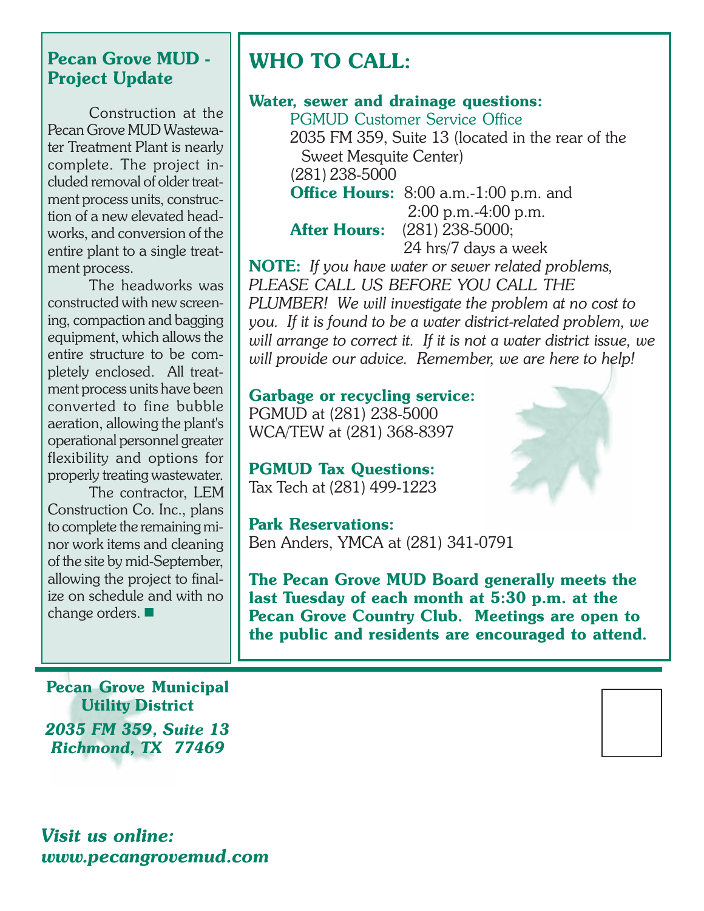## Pecan Grove MUD - Project Update

Construction at the Pecan Grove MUD Wastewater Treatment Plant is nearly complete. The project included removal of older treatment process units, construction of a new elevated headworks, and conversion of the entire plant to a single treatment process.

The headworks was constructed with new screening, compaction and bagging equipment, which allows the entire structure to be completely enclosed. All treatment process units have been converted to fine bubble aeration, allowing the plant's operational personnel greater flexibility and options for properly treating wastewater.

The contractor, LEM Construction Co. Inc., plans to complete the remaining minor work items and cleaning of the site by mid-September, allowing the project to finalize on schedule and with no change orders. ■

## WHO TO CALL:

**Water, sewer and drainage questions:**

PGMUD Customer Service Office
2035 FM 359, Suite 13 (located in the rear of the Sweet Mesquite Center)
(281) 238-5000

**Office Hours:** 8:00 a.m.-1:00 p.m. and 2:00 p.m.-4:00 p.m.

**After Hours:** (281) 238-5000; 24 hrs/7 days a week

**NOTE:** *If you have water or sewer related problems, PLEASE CALL US BEFORE YOU CALL THE PLUMBER! We will investigate the problem at no cost to you. If it is found to be a water district-related problem, we will arrange to correct it. If it is not a water district issue, we will provide our advice. Remember, we are here to help!*

**Garbage or recycling service:**
PGMUD at (281) 238-5000
WCA/TEW at (281) 368-8397

**PGMUD Tax Questions:**
Tax Tech at (281) 499-1223

**Park Reservations:**
Ben Anders, YMCA at (281) 341-0791

**The Pecan Grove MUD Board generally meets the last Tuesday of each month at 5:30 p.m. at the Pecan Grove Country Club. Meetings are open to the public and residents are encouraged to attend.**

**Pecan Grove Municipal Utility District**
***2035 FM 359, Suite 13***
***Richmond, TX 77469***

***Visit us online:***
***www.pecangrovemud.com***